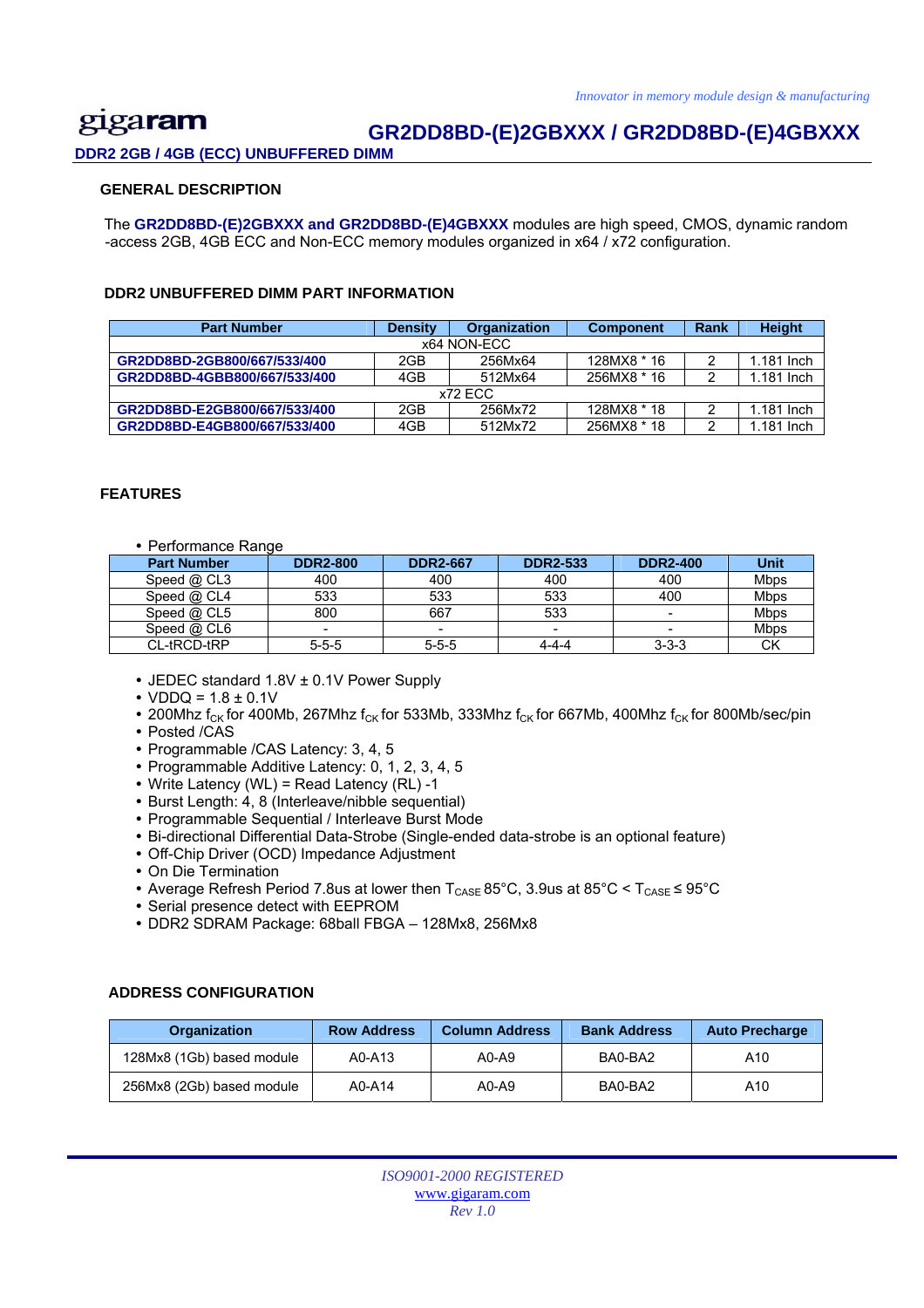# GR2DD8BD-(E)2GBXXX / GR2DD8BD-(E)4GBXXX

**DDR2 2GB / 4GB (ECC) UNBUFFERED DIMM**

## GENERAL DESCRIPTION

The **GR2DD8BD-(E)2GBXXX and GR2DD8BD-(E)4GBXXX** modules are high speed, CMOS, dynamic random -access 2GB, 4GB ECC and Non-ECC memory modules organized in x64 / x72 configuration.

## DDR2 UNBUFFERED DIMM PART INFORMATION

| Part Number | Density | Organization | Component | Rank | Height |
|---|---|---|---|---|---|
| x64 NON-ECC | | | | | |
| GR2DD8BD-2GB800/667/533/400 | 2GB | 256Mx64 | 128MX8 * 16 | 2 | 1.181 Inch |
| GR2DD8BD-4GBB800/667/533/400 | 4GB | 512Mx64 | 256MX8 * 16 | 2 | 1.181 Inch |
| x72 ECC | | | | | |
| GR2DD8BD-E2GB800/667/533/400 | 2GB | 256Mx72 | 128MX8 * 18 | 2 | 1.181 Inch |
| GR2DD8BD-E4GB800/667/533/400 | 4GB | 512Mx72 | 256MX8 * 18 | 2 | 1.181 Inch |

## FEATURES

- Performance Range

| Part Number | DDR2-800 | DDR2-667 | DDR2-533 | DDR2-400 | Unit |
|---|---|---|---|---|---|
| Speed @ CL3 | 400 | 400 | 400 | 400 | Mbps |
| Speed @ CL4 | 533 | 533 | 533 | 400 | Mbps |
| Speed @ CL5 | 800 | 667 | 533 | - | Mbps |
| Speed @ CL6 | - | - | - | - | Mbps |
| CL-tRCD-tRP | 5-5-5 | 5-5-5 | 4-4-4 | 3-3-3 | CK |

- JEDEC standard 1.8V ± 0.1V Power Supply
- VDDQ = 1.8 ± 0.1V
- 200Mhz $f_{CK}$ for 400Mb, 267Mhz $f_{CK}$ for 533Mb, 333Mhz $f_{CK}$ for 667Mb, 400Mhz $f_{CK}$ for 800Mb/sec/pin
- Posted /CAS
- Programmable /CAS Latency: 3, 4, 5
- Programmable Additive Latency: 0, 1, 2, 3, 4, 5
- Write Latency (WL) = Read Latency (RL) -1
- Burst Length: 4, 8 (Interleave/nibble sequential)
- Programmable Sequential / Interleave Burst Mode
- Bi-directional Differential Data-Strobe (Single-ended data-strobe is an optional feature)
- Off-Chip Driver (OCD) Impedance Adjustment
- On Die Termination
- Average Refresh Period 7.8us at lower then $T_{CASE}$ 85°C, 3.9us at 85°C < $T_{CASE}$ ≤ 95°C
- Serial presence detect with EEPROM
- DDR2 SDRAM Package: 68ball FBGA – 128Mx8, 256Mx8

## ADDRESS CONFIGURATION

| Organization | Row Address | Column Address | Bank Address | Auto Precharge |
|---|---|---|---|---|
| 128Mx8 (1Gb) based module | A0-A13 | A0-A9 | BA0-BA2 | A10 |
| 256Mx8 (2Gb) based module | A0-A14 | A0-A9 | BA0-BA2 | A10 |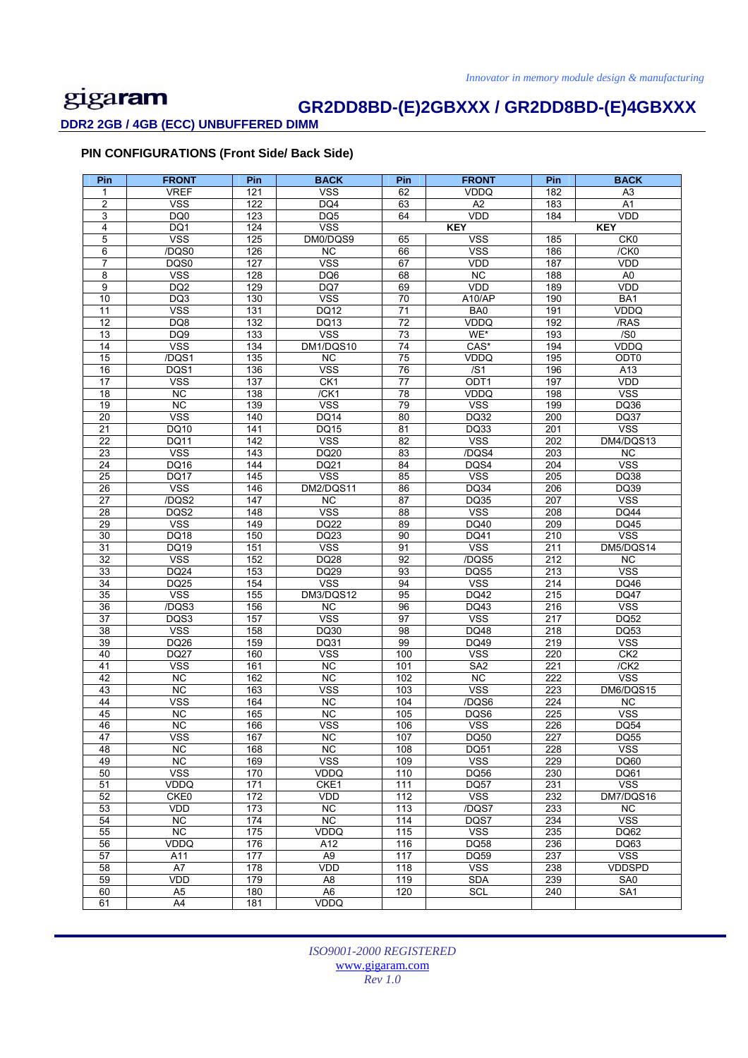## PIN CONFIGURATIONS (Front Side/ Back Side)

| Pin | FRONT | Pin | BACK | Pin | FRONT | Pin | BACK |
|---|---|---|---|---|---|---|---|
| 1 | VREF | 121 | VSS | 62 | VDDQ | 182 | A3 |
| 2 | VSS | 122 | DQ4 | 63 | A2 | 183 | A1 |
| 3 | DQ0 | 123 | DQ5 | 64 | VDD | 184 | VDD |
| 4 | DQ1 | 124 | VSS | KEY | | KEY | |
| 5 | VSS | 125 | DM0/DQS9 | 65 | VSS | 185 | CK0 |
| 6 | /DQS0 | 126 | NC | 66 | VSS | 186 | /CK0 |
| 7 | DQS0 | 127 | VSS | 67 | VDD | 187 | VDD |
| 8 | VSS | 128 | DQ6 | 68 | NC | 188 | A0 |
| 9 | DQ2 | 129 | DQ7 | 69 | VDD | 189 | VDD |
| 10 | DQ3 | 130 | VSS | 70 | A10/AP | 190 | BA1 |
| 11 | VSS | 131 | DQ12 | 71 | BA0 | 191 | VDDQ |
| 12 | DQ8 | 132 | DQ13 | 72 | VDDQ | 192 | /RAS |
| 13 | DQ9 | 133 | VSS | 73 | WE* | 193 | /S0 |
| 14 | VSS | 134 | DM1/DQS10 | 74 | CAS* | 194 | VDDQ |
| 15 | /DQS1 | 135 | NC | 75 | VDDQ | 195 | ODT0 |
| 16 | DQS1 | 136 | VSS | 76 | /S1 | 196 | A13 |
| 17 | VSS | 137 | CK1 | 77 | ODT1 | 197 | VDD |
| 18 | NC | 138 | /CK1 | 78 | VDDQ | 198 | VSS |
| 19 | NC | 139 | VSS | 79 | VSS | 199 | DQ36 |
| 20 | VSS | 140 | DQ14 | 80 | DQ32 | 200 | DQ37 |
| 21 | DQ10 | 141 | DQ15 | 81 | DQ33 | 201 | VSS |
| 22 | DQ11 | 142 | VSS | 82 | VSS | 202 | DM4/DQS13 |
| 23 | VSS | 143 | DQ20 | 83 | /DQS4 | 203 | NC |
| 24 | DQ16 | 144 | DQ21 | 84 | DQS4 | 204 | VSS |
| 25 | DQ17 | 145 | VSS | 85 | VSS | 205 | DQ38 |
| 26 | VSS | 146 | DM2/DQS11 | 86 | DQ34 | 206 | DQ39 |
| 27 | /DQS2 | 147 | NC | 87 | DQ35 | 207 | VSS |
| 28 | DQS2 | 148 | VSS | 88 | VSS | 208 | DQ44 |
| 29 | VSS | 149 | DQ22 | 89 | DQ40 | 209 | DQ45 |
| 30 | DQ18 | 150 | DQ23 | 90 | DQ41 | 210 | VSS |
| 31 | DQ19 | 151 | VSS | 91 | VSS | 211 | DM5/DQS14 |
| 32 | VSS | 152 | DQ28 | 92 | /DQS5 | 212 | NC |
| 33 | DQ24 | 153 | DQ29 | 93 | DQS5 | 213 | VSS |
| 34 | DQ25 | 154 | VSS | 94 | VSS | 214 | DQ46 |
| 35 | VSS | 155 | DM3/DQS12 | 95 | DQ42 | 215 | DQ47 |
| 36 | /DQS3 | 156 | NC | 96 | DQ43 | 216 | VSS |
| 37 | DQS3 | 157 | VSS | 97 | VSS | 217 | DQ52 |
| 38 | VSS | 158 | DQ30 | 98 | DQ48 | 218 | DQ53 |
| 39 | DQ26 | 159 | DQ31 | 99 | DQ49 | 219 | VSS |
| 40 | DQ27 | 160 | VSS | 100 | VSS | 220 | CK2 |
| 41 | VSS | 161 | NC | 101 | SA2 | 221 | /CK2 |
| 42 | NC | 162 | NC | 102 | NC | 222 | VSS |
| 43 | NC | 163 | VSS | 103 | VSS | 223 | DM6/DQS15 |
| 44 | VSS | 164 | NC | 104 | /DQS6 | 224 | NC |
| 45 | NC | 165 | NC | 105 | DQS6 | 225 | VSS |
| 46 | NC | 166 | VSS | 106 | VSS | 226 | DQ54 |
| 47 | VSS | 167 | NC | 107 | DQ50 | 227 | DQ55 |
| 48 | NC | 168 | NC | 108 | DQ51 | 228 | VSS |
| 49 | NC | 169 | VSS | 109 | VSS | 229 | DQ60 |
| 50 | VSS | 170 | VDDQ | 110 | DQ56 | 230 | DQ61 |
| 51 | VDDQ | 171 | CKE1 | 111 | DQ57 | 231 | VSS |
| 52 | CKE0 | 172 | VDD | 112 | VSS | 232 | DM7/DQS16 |
| 53 | VDD | 173 | NC | 113 | /DQS7 | 233 | NC |
| 54 | NC | 174 | NC | 114 | DQS7 | 234 | VSS |
| 55 | NC | 175 | VDDQ | 115 | VSS | 235 | DQ62 |
| 56 | VDDQ | 176 | A12 | 116 | DQ58 | 236 | DQ63 |
| 57 | A11 | 177 | A9 | 117 | DQ59 | 237 | VSS |
| 58 | A7 | 178 | VDD | 118 | VSS | 238 | VDDSPD |
| 59 | VDD | 179 | A8 | 119 | SDA | 239 | SA0 |
| 60 | A5 | 180 | A6 | 120 | SCL | 240 | SA1 |
| 61 | A4 | 181 | VDDQ | | | | |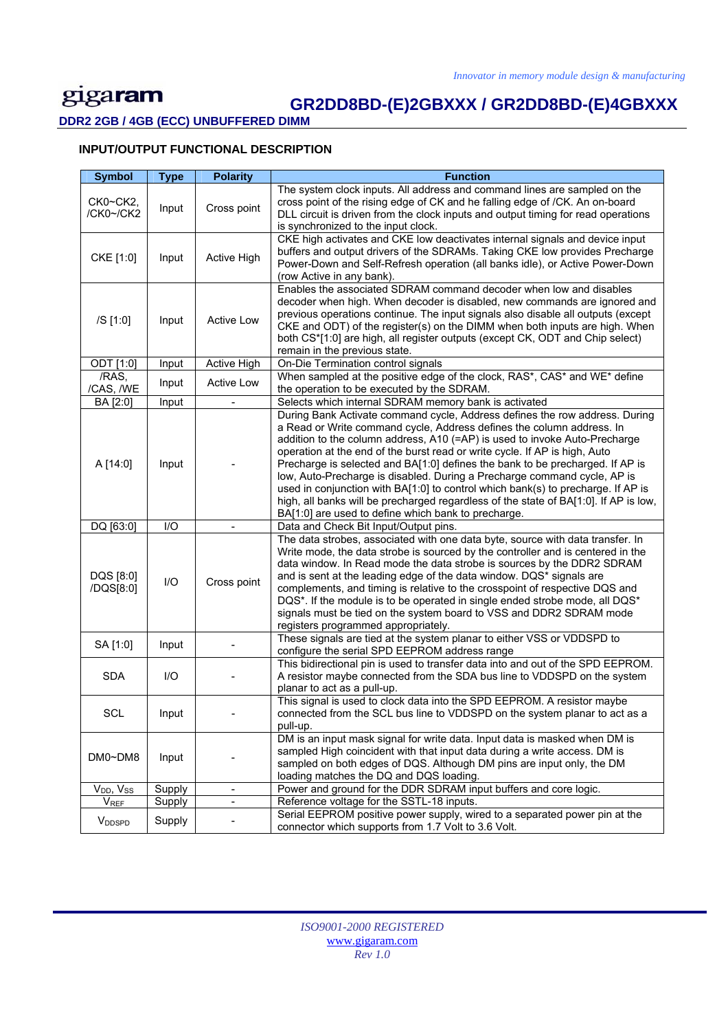## INPUT/OUTPUT FUNCTIONAL DESCRIPTION

| Symbol | Type | Polarity | Function |
|---|---|---|---|
| CK0~CK2, /CK0~/CK2 | Input | Cross point | The system clock inputs. All address and command lines are sampled on the cross point of the rising edge of CK and he falling edge of /CK. An on-board DLL circuit is driven from the clock inputs and output timing for read operations is synchronized to the input clock. |
| CKE [1:0] | Input | Active High | CKE high activates and CKE low deactivates internal signals and device input buffers and output drivers of the SDRAMs. Taking CKE low provides Precharge Power-Down and Self-Refresh operation (all banks idle), or Active Power-Down (row Active in any bank). |
| /S [1:0] | Input | Active Low | Enables the associated SDRAM command decoder when low and disables decoder when high. When decoder is disabled, new commands are ignored and previous operations continue. The input signals also disable all outputs (except CKE and ODT) of the register(s) on the DIMM when both inputs are high. When both CS*[1:0] are high, all register outputs (except CK, ODT and Chip select) remain in the previous state. |
| ODT [1:0] | Input | Active High | On-Die Termination control signals |
| /RAS, /CAS, /WE | Input | Active Low | When sampled at the positive edge of the clock, RAS*, CAS* and WE* define the operation to be executed by the SDRAM. |
| BA [2:0] | Input | - | Selects which internal SDRAM memory bank is activated |
| A [14:0] | Input | - | During Bank Activate command cycle, Address defines the row address. During a Read or Write command cycle, Address defines the column address. In addition to the column address, A10 (=AP) is used to invoke Auto-Precharge operation at the end of the burst read or write cycle. If AP is high, Auto Precharge is selected and BA[1:0] defines the bank to be precharged. If AP is low, Auto-Precharge is disabled. During a Precharge command cycle, AP is used in conjunction with BA[1:0] to control which bank(s) to precharge. If AP is high, all banks will be precharged regardless of the state of BA[1:0]. If AP is low, BA[1:0] are used to define which bank to precharge. |
| DQ [63:0] | I/O | - | Data and Check Bit Input/Output pins. |
| DQS [8:0] /DQS[8:0] | I/O | Cross point | The data strobes, associated with one data byte, source with data transfer. In Write mode, the data strobe is sourced by the controller and is centered in the data window. In Read mode the data strobe is sources by the DDR2 SDRAM and is sent at the leading edge of the data window. DQS* signals are complements, and timing is relative to the crosspoint of respective DQS and DQS*. If the module is to be operated in single ended strobe mode, all DQS* signals must be tied on the system board to VSS and DDR2 SDRAM mode registers programmed appropriately. |
| SA [1:0] | Input | - | These signals are tied at the system planar to either VSS or VDDSPD to configure the serial SPD EEPROM address range |
| SDA | I/O | - | This bidirectional pin is used to transfer data into and out of the SPD EEPROM. A resistor maybe connected from the SDA bus line to VDDSPD on the system planar to act as a pull-up. |
| SCL | Input | - | This signal is used to clock data into the SPD EEPROM. A resistor maybe connected from the SCL bus line to VDDSPD on the system planar to act as a pull-up. |
| DM0~DM8 | Input | - | DM is an input mask signal for write data. Input data is masked when DM is sampled High coincident with that input data during a write access. DM is sampled on both edges of DQS. Although DM pins are input only, the DM loading matches the DQ and DQS loading. |
| $V_{DD}$, $V_{SS}$ | Supply | - | Power and ground for the DDR SDRAM input buffers and core logic. |
| $V_{REF}$ | Supply | - | Reference voltage for the SSTL-18 inputs. |
| $V_{DDSPD}$ | Supply | - | Serial EEPROM positive power supply, wired to a separated power pin at the connector which supports from 1.7 Volt to 3.6 Volt. |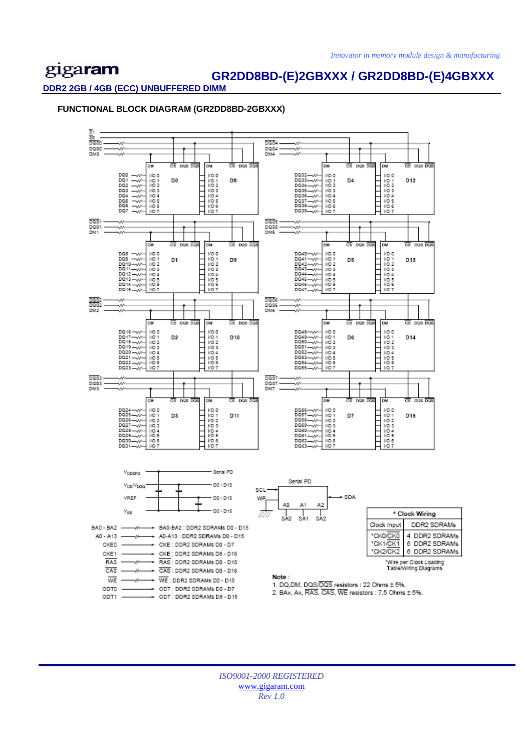## FUNCTIONAL BLOCK DIAGRAM (GR2DD8BD-2GBXXX)

| * Clock Wiring | |
|---|---|
| Clock Input | DDR2 SDRAMs |
| *CK0/$\overline{CK0}$ | 4 DDR2 SDRAMs |
| *CK1/$\overline{CK1}$ | 6 DDR2 SDRAMs |
| *CK2/$\overline{CK2}$ | 6 DDR2 SDRAMs |

*Wire per Clock Loading Table/Wiring Diagrams

BA0 - BA2 → BA0-BA2 : DDR2 SDRAMs D0 - D15
A0 - A13 → A0-A13 : DDR2 SDRAMs D0 - D15
CKE0 → CKE : DDR2 SDRAMs D0 - D7
CKE1 → CKE : DDR2 SDRAMs D8 - D15
$\overline{RAS}$ → $\overline{RAS}$ : DDR2 SDRAMs D0 - D15
$\overline{CAS}$ → $\overline{CAS}$ : DDR2 SDRAMs D0 - D15
$\overline{WE}$ → $\overline{WE}$ : DDR2 SDRAMs D0 - D15
ODT0 → ODT : DDR2 SDRAMs D0 - D7
ODT1 → ODT : DDR2 SDRAMs D8 - D15

**Note :**

1. DQ,DM, DQS/$\overline{DQS}$ resistors : 22 Ohms ± 5%.
2. BAx, Ax, $\overline{RAS}$, $\overline{CAS}$, $\overline{WE}$ resistors : 7.5 Ohms ± 5%.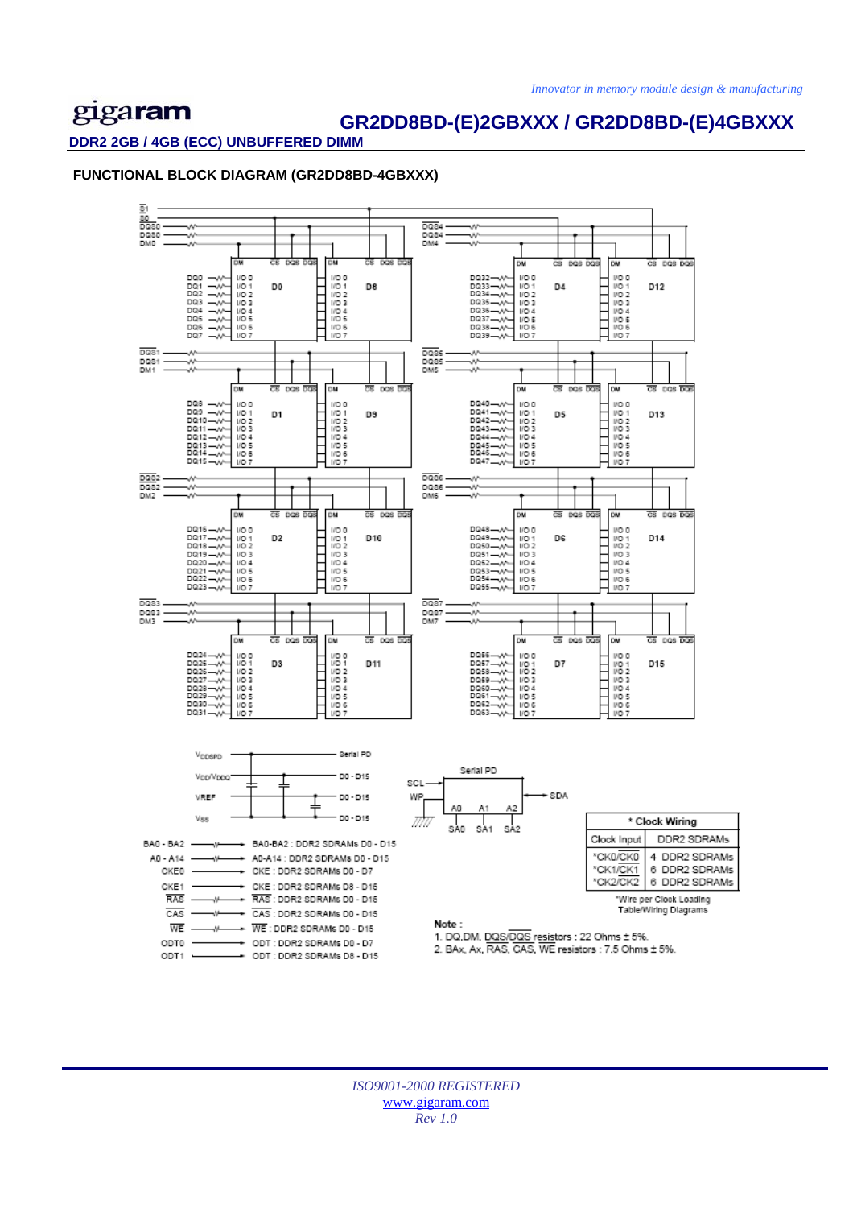*Innovator in memory module design & manufacturing*

gigaram

## GR2DD8BD-(E)2GBXXX / GR2DD8BD-(E)4GBXXX

**DDR2 2GB / 4GB (ECC) UNBUFFERED DIMM**

### FUNCTIONAL BLOCK DIAGRAM (GR2DD8BD-4GBXXX)

| * Clock Wiring | |
|---|---|
| Clock Input | DDR2 SDRAMs |
| *CK0/$\overline{CK0}$ | 4 DDR2 SDRAMs |
| *CK1/$\overline{CK1}$ | 6 DDR2 SDRAMs |
| *CK2/$\overline{CK2}$ | 6 DDR2 SDRAMs |

*Wire per Clock Loading Table/Wiring Diagrams

**Note :**

1. DQ,DM, DQS/$\overline{DQS}$ resistors : 22 Ohms ± 5%.
2. BAx, Ax, $\overline{RAS}$, $\overline{CAS}$, $\overline{WE}$ resistors : 7.5 Ohms ± 5%.

*ISO9001-2000 REGISTERED*

www.gigaram.com

*Rev 1.0*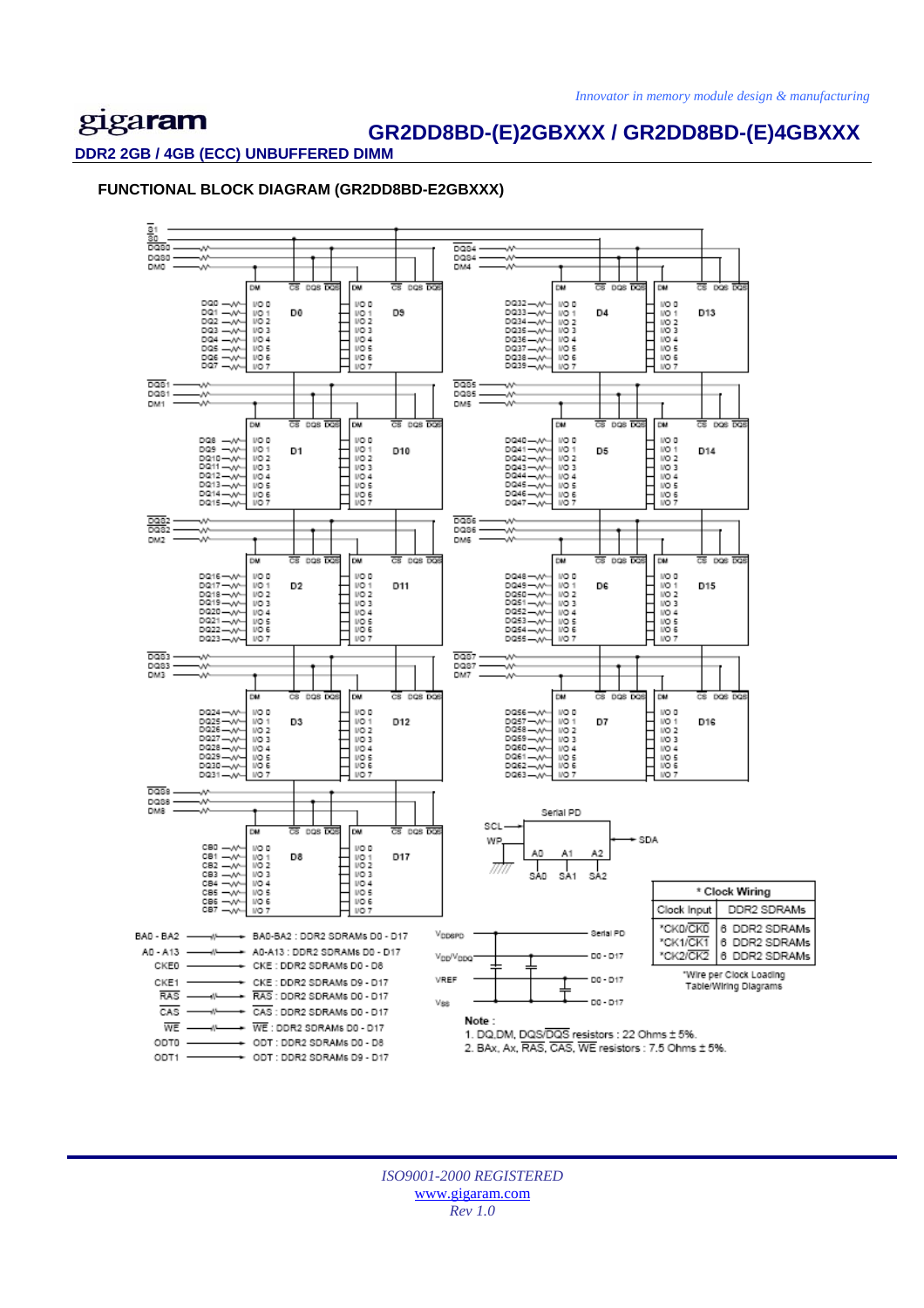## FUNCTIONAL BLOCK DIAGRAM (GR2DD8BD-E2GBXXX)

| * Clock Wiring | |
|---|---|
| Clock Input | DDR2 SDRAMs |
| *CK0/$\overline{CK0}$ | 6 DDR2 SDRAMs |
| *CK1/$\overline{CK1}$ | 6 DDR2 SDRAMs |
| *CK2/$\overline{CK2}$ | 6 DDR2 SDRAMs |

*Wire per Clock Loading Table/Wiring Diagrams

- BA0 - BA2 → BA0-BA2 : DDR2 SDRAMs D0 - D17
- A0 - A13 → A0-A13 : DDR2 SDRAMs D0 - D17
- CKE0 → CKE : DDR2 SDRAMs D0 - D8
- CKE1 → CKE : DDR2 SDRAMs D9 - D17
- $\overline{RAS}$ → $\overline{RAS}$ : DDR2 SDRAMs D0 - D17
- $\overline{CAS}$ → $\overline{CAS}$ : DDR2 SDRAMs D0 - D17
- $\overline{WE}$ → $\overline{WE}$ : DDR2 SDRAMs D0 - D17
- ODT0 → ODT : DDR2 SDRAMs D0 - D8
- ODT1 → ODT : DDR2 SDRAMs D9 - D17

- $V_{DDSPD}$ → Serial PD
- $V_{DD}/V_{DDQ}$ → D0 - D17
- VREF → D0 - D17
- $V_{SS}$ → D0 - D17

Note :

1. DQ,DM, DQS/$\overline{DQS}$ resistors : 22 Ohms ± 5%.
2. BAx, Ax, $\overline{RAS}$, $\overline{CAS}$, $\overline{WE}$ resistors : 7.5 Ohms ± 5%.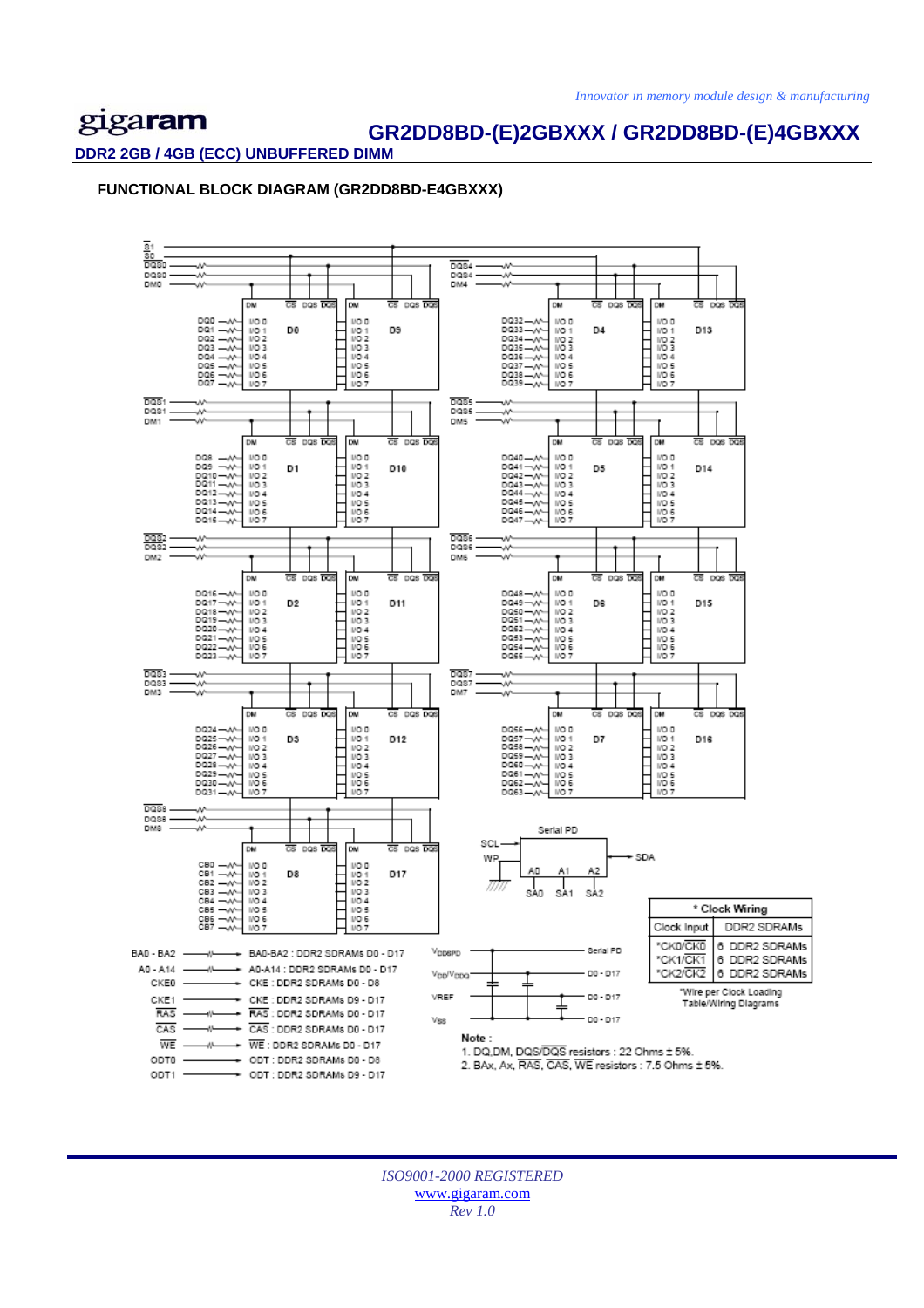## FUNCTIONAL BLOCK DIAGRAM (GR2DD8BD-E4GBXXX)

| * Clock Wiring | |
|---|---|
| Clock Input | DDR2 SDRAMs |
| *CK0/$\overline{CK0}$ | 6 DDR2 SDRAMs |
| *CK1/$\overline{CK1}$ | 6 DDR2 SDRAMs |
| *CK2/$\overline{CK2}$ | 6 DDR2 SDRAMs |

*Wire per Clock Loading Table/Wiring Diagrams

BA0 - BA2 → BA0-BA2 : DDR2 SDRAMs D0 - D17

A0 - A14 → A0-A14 : DDR2 SDRAMs D0 - D17

CKE0 → CKE : DDR2 SDRAMs D0 - D8

CKE1 → CKE : DDR2 SDRAMs D9 - D17

$\overline{RAS}$ → $\overline{RAS}$ : DDR2 SDRAMs D0 - D17

$\overline{CAS}$ → $\overline{CAS}$ : DDR2 SDRAMs D0 - D17

$\overline{WE}$ → $\overline{WE}$ : DDR2 SDRAMs D0 - D17

ODT0 → ODT : DDR2 SDRAMs D0 - D8

ODT1 → ODT : DDR2 SDRAMs D9 - D17

$V_{DDSPD}$ → Serial PD

$V_{DD}/V_{DDQ}$ → D0 - D17

VREF → D0 - D17

$V_{SS}$ → D0 - D17

**Note :**

1. DQ,DM, DQS/$\overline{DQS}$ resistors : 22 Ohms ± 5%.
2. BAx, Ax, $\overline{RAS}$, $\overline{CAS}$, $\overline{WE}$ resistors : 7.5 Ohms ± 5%.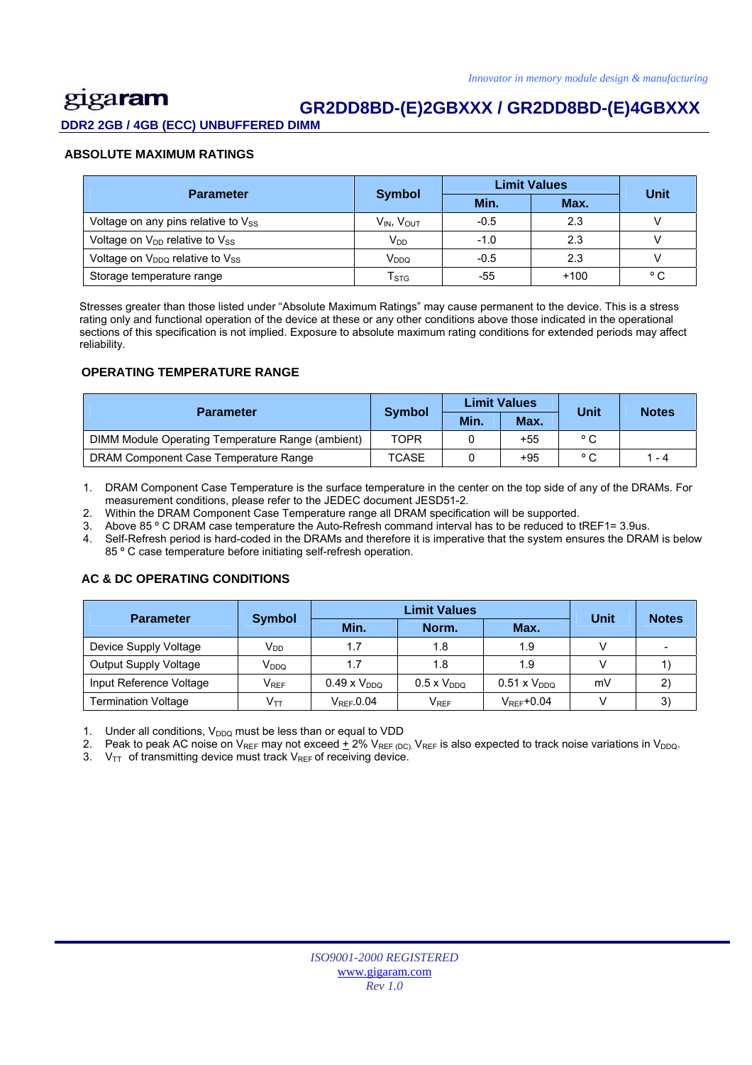## ABSOLUTE MAXIMUM RATINGS

| Parameter | Symbol | Limit Values | | Unit |
|---|---|---|---|---|
| | | Min. | Max. | |
| Voltage on any pins relative to $V_{SS}$ | $V_{IN}$, $V_{OUT}$ | -0.5 | 2.3 | V |
| Voltage on $V_{DD}$ relative to $V_{SS}$ | $V_{DD}$ | -1.0 | 2.3 | V |
| Voltage on $V_{DDQ}$ relative to $V_{SS}$ | $V_{DDQ}$ | -0.5 | 2.3 | V |
| Storage temperature range | $T_{STG}$ | -55 | +100 | ° C |

Stresses greater than those listed under "Absolute Maximum Ratings" may cause permanent to the device. This is a stress rating only and functional operation of the device at these or any other conditions above those indicated in the operational sections of this specification is not implied. Exposure to absolute maximum rating conditions for extended periods may affect reliability.

## OPERATING TEMPERATURE RANGE

| Parameter | Symbol | Limit Values | | Unit | Notes |
|---|---|---|---|---|---|
| | | Min. | Max. | | |
| DIMM Module Operating Temperature Range (ambient) | TOPR | 0 | +55 | ° C | |
| DRAM Component Case Temperature Range | TCASE | 0 | +95 | ° C | 1 - 4 |

1. DRAM Component Case Temperature is the surface temperature in the center on the top side of any of the DRAMs. For measurement conditions, please refer to the JEDEC document JESD51-2.
2. Within the DRAM Component Case Temperature range all DRAM specification will be supported.
3. Above 85 ° C DRAM case temperature the Auto-Refresh command interval has to be reduced to tREF1= 3.9us.
4. Self-Refresh period is hard-coded in the DRAMs and therefore it is imperative that the system ensures the DRAM is below 85 ° C case temperature before initiating self-refresh operation.

## AC & DC OPERATING CONDITIONS

| Parameter | Symbol | Limit Values | | | Unit | Notes |
|---|---|---|---|---|---|---|
| | | Min. | Norm. | Max. | | |
| Device Supply Voltage | $V_{DD}$ | 1.7 | 1.8 | 1.9 | V | - |
| Output Supply Voltage | $V_{DDQ}$ | 1.7 | 1.8 | 1.9 | V | 1) |
| Input Reference Voltage | $V_{REF}$ | 0.49 x $V_{DDQ}$ | 0.5 x $V_{DDQ}$ | 0.51 x $V_{DDQ}$ | mV | 2) |
| Termination Voltage | $V_{TT}$ | $V_{REF}$-0.04 | $V_{REF}$ | $V_{REF}$+0.04 | V | 3) |

1. Under all conditions, $V_{DDQ}$ must be less than or equal to VDD
2. Peak to peak AC noise on $V_{REF}$ may not exceed ± 2% $V_{REF\ (DC)}$. $V_{REF}$ is also expected to track noise variations in $V_{DDQ}$.
3. $V_{TT}$ of transmitting device must track $V_{REF}$ of receiving device.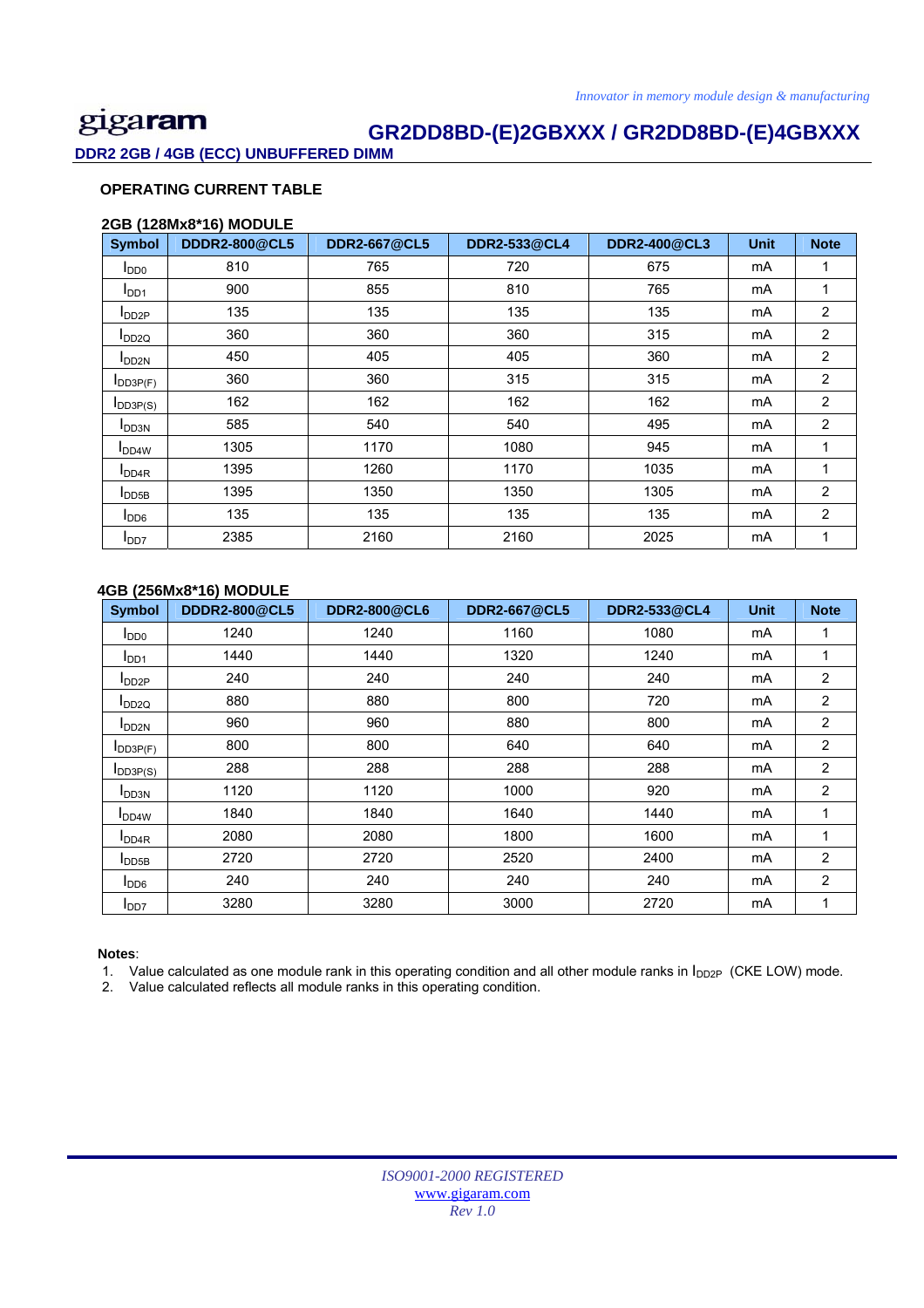## OPERATING CURRENT TABLE

### 2GB (128Mx8*16) MODULE

| Symbol | DDDR2-800@CL5 | DDR2-667@CL5 | DDR2-533@CL4 | DDR2-400@CL3 | Unit | Note |
|---|---|---|---|---|---|---|
| $I_{DD0}$ | 810 | 765 | 720 | 675 | mA | 1 |
| $I_{DD1}$ | 900 | 855 | 810 | 765 | mA | 1 |
| $I_{DD2P}$ | 135 | 135 | 135 | 135 | mA | 2 |
| $I_{DD2Q}$ | 360 | 360 | 360 | 315 | mA | 2 |
| $I_{DD2N}$ | 450 | 405 | 405 | 360 | mA | 2 |
| $I_{DD3P(F)}$ | 360 | 360 | 315 | 315 | mA | 2 |
| $I_{DD3P(S)}$ | 162 | 162 | 162 | 162 | mA | 2 |
| $I_{DD3N}$ | 585 | 540 | 540 | 495 | mA | 2 |
| $I_{DD4W}$ | 1305 | 1170 | 1080 | 945 | mA | 1 |
| $I_{DD4R}$ | 1395 | 1260 | 1170 | 1035 | mA | 1 |
| $I_{DD5B}$ | 1395 | 1350 | 1350 | 1305 | mA | 2 |
| $I_{DD6}$ | 135 | 135 | 135 | 135 | mA | 2 |
| $I_{DD7}$ | 2385 | 2160 | 2160 | 2025 | mA | 1 |

### 4GB (256Mx8*16) MODULE

| Symbol | DDDR2-800@CL5 | DDR2-800@CL6 | DDR2-667@CL5 | DDR2-533@CL4 | Unit | Note |
|---|---|---|---|---|---|---|
| $I_{DD0}$ | 1240 | 1240 | 1160 | 1080 | mA | 1 |
| $I_{DD1}$ | 1440 | 1440 | 1320 | 1240 | mA | 1 |
| $I_{DD2P}$ | 240 | 240 | 240 | 240 | mA | 2 |
| $I_{DD2Q}$ | 880 | 880 | 800 | 720 | mA | 2 |
| $I_{DD2N}$ | 960 | 960 | 880 | 800 | mA | 2 |
| $I_{DD3P(F)}$ | 800 | 800 | 640 | 640 | mA | 2 |
| $I_{DD3P(S)}$ | 288 | 288 | 288 | 288 | mA | 2 |
| $I_{DD3N}$ | 1120 | 1120 | 1000 | 920 | mA | 2 |
| $I_{DD4W}$ | 1840 | 1840 | 1640 | 1440 | mA | 1 |
| $I_{DD4R}$ | 2080 | 2080 | 1800 | 1600 | mA | 1 |
| $I_{DD5B}$ | 2720 | 2720 | 2520 | 2400 | mA | 2 |
| $I_{DD6}$ | 240 | 240 | 240 | 240 | mA | 2 |
| $I_{DD7}$ | 3280 | 3280 | 3000 | 2720 | mA | 1 |

**Notes**:

1. Value calculated as one module rank in this operating condition and all other module ranks in $I_{DD2P}$ (CKE LOW) mode.
2. Value calculated reflects all module ranks in this operating condition.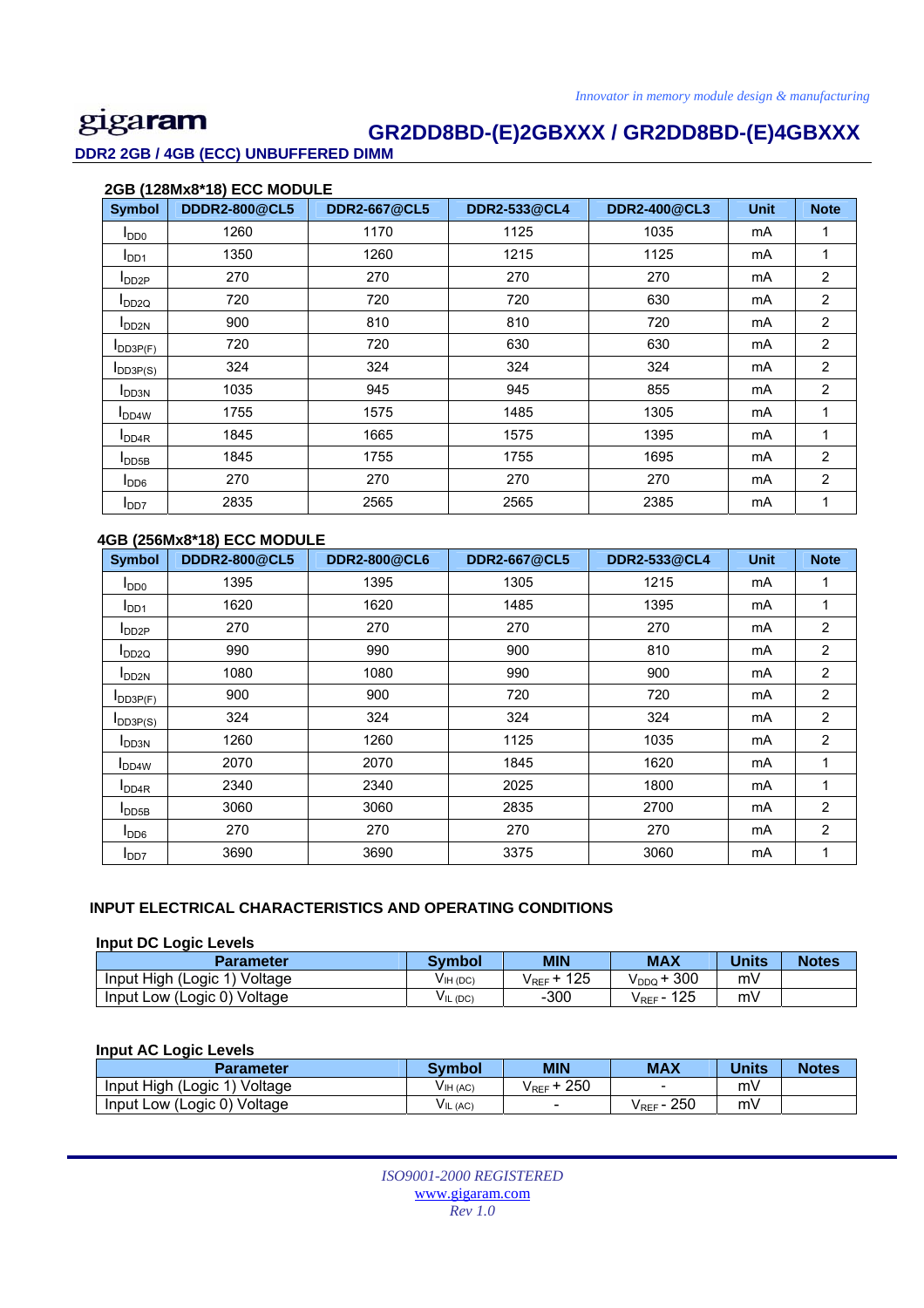### 2GB (128Mx8*18) ECC MODULE

| Symbol | DDDR2-800@CL5 | DDR2-667@CL5 | DDR2-533@CL4 | DDR2-400@CL3 | Unit | Note |
|---|---|---|---|---|---|---|
| $I_{DD0}$ | 1260 | 1170 | 1125 | 1035 | mA | 1 |
| $I_{DD1}$ | 1350 | 1260 | 1215 | 1125 | mA | 1 |
| $I_{DD2P}$ | 270 | 270 | 270 | 270 | mA | 2 |
| $I_{DD2Q}$ | 720 | 720 | 720 | 630 | mA | 2 |
| $I_{DD2N}$ | 900 | 810 | 810 | 720 | mA | 2 |
| $I_{DD3P(F)}$ | 720 | 720 | 630 | 630 | mA | 2 |
| $I_{DD3P(S)}$ | 324 | 324 | 324 | 324 | mA | 2 |
| $I_{DD3N}$ | 1035 | 945 | 945 | 855 | mA | 2 |
| $I_{DD4W}$ | 1755 | 1575 | 1485 | 1305 | mA | 1 |
| $I_{DD4R}$ | 1845 | 1665 | 1575 | 1395 | mA | 1 |
| $I_{DD5B}$ | 1845 | 1755 | 1755 | 1695 | mA | 2 |
| $I_{DD6}$ | 270 | 270 | 270 | 270 | mA | 2 |
| $I_{DD7}$ | 2835 | 2565 | 2565 | 2385 | mA | 1 |

### 4GB (256Mx8*18) ECC MODULE

| Symbol | DDDR2-800@CL5 | DDR2-800@CL6 | DDR2-667@CL5 | DDR2-533@CL4 | Unit | Note |
|---|---|---|---|---|---|---|
| $I_{DD0}$ | 1395 | 1395 | 1305 | 1215 | mA | 1 |
| $I_{DD1}$ | 1620 | 1620 | 1485 | 1395 | mA | 1 |
| $I_{DD2P}$ | 270 | 270 | 270 | 270 | mA | 2 |
| $I_{DD2Q}$ | 990 | 990 | 900 | 810 | mA | 2 |
| $I_{DD2N}$ | 1080 | 1080 | 990 | 900 | mA | 2 |
| $I_{DD3P(F)}$ | 900 | 900 | 720 | 720 | mA | 2 |
| $I_{DD3P(S)}$ | 324 | 324 | 324 | 324 | mA | 2 |
| $I_{DD3N}$ | 1260 | 1260 | 1125 | 1035 | mA | 2 |
| $I_{DD4W}$ | 2070 | 2070 | 1845 | 1620 | mA | 1 |
| $I_{DD4R}$ | 2340 | 2340 | 2025 | 1800 | mA | 1 |
| $I_{DD5B}$ | 3060 | 3060 | 2835 | 2700 | mA | 2 |
| $I_{DD6}$ | 270 | 270 | 270 | 270 | mA | 2 |
| $I_{DD7}$ | 3690 | 3690 | 3375 | 3060 | mA | 1 |

## INPUT ELECTRICAL CHARACTERISTICS AND OPERATING CONDITIONS

### Input DC Logic Levels

| Parameter | Symbol | MIN | MAX | Units | Notes |
|---|---|---|---|---|---|
| Input High (Logic 1) Voltage | $V_{IH\ (DC)}$ | $V_{REF}$ + 125 | $V_{DDQ}$ + 300 | mV | |
| Input Low (Logic 0) Voltage | $V_{IL\ (DC)}$ | -300 | $V_{REF}$ - 125 | mV | |

### Input AC Logic Levels

| Parameter | Symbol | MIN | MAX | Units | Notes |
|---|---|---|---|---|---|
| Input High (Logic 1) Voltage | $V_{IH\ (AC)}$ | $V_{REF}$ + 250 | - | mV | |
| Input Low (Logic 0) Voltage | $V_{IL\ (AC)}$ | - | $V_{REF}$ - 250 | mV | |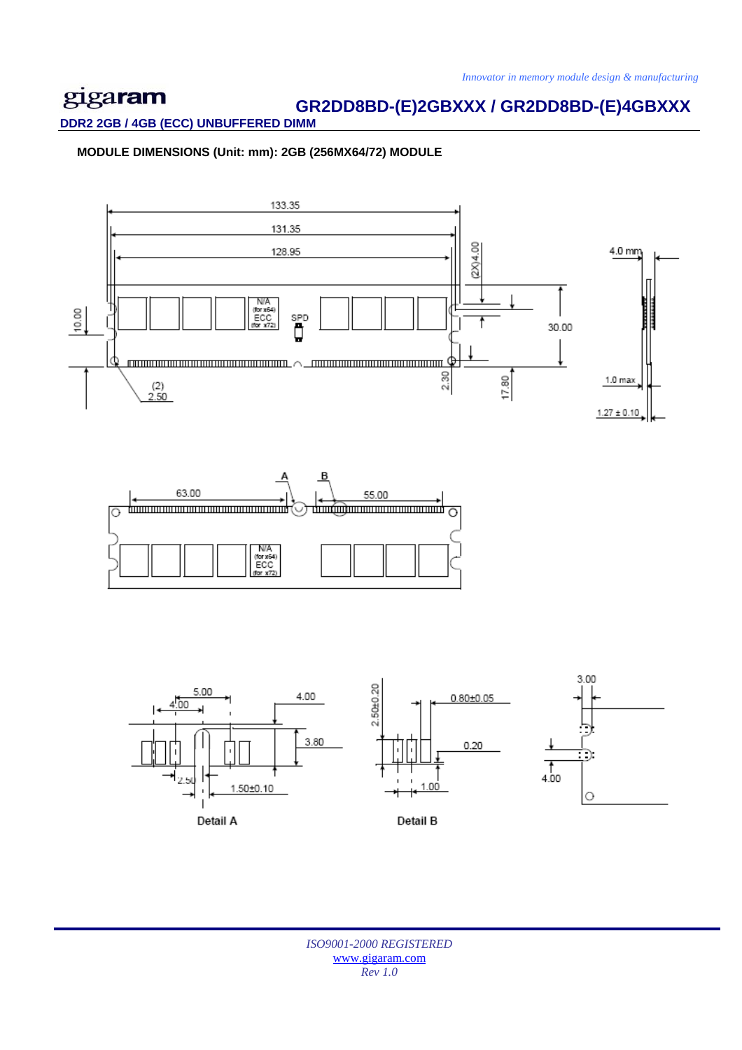## MODULE DIMENSIONS (Unit: mm): 2GB (256MX64/72) MODULE

133.35

131.35

128.95

(2X)4.00

4.0 mm

N/A (for x64) ECC (for x72)

SPD

10.00

30.00

(2) 2.50

2.30

17.80

1.0 max

1.27 ± 0.10

A

B

63.00

55.00

N/A (for x64) ECC (for x72)

5.00

4.00

4.00

3.80

2.50

1.50±0.10

Detail A

2.50±0.20

0.80±0.05

0.20

1.00

Detail B

3.00

4.00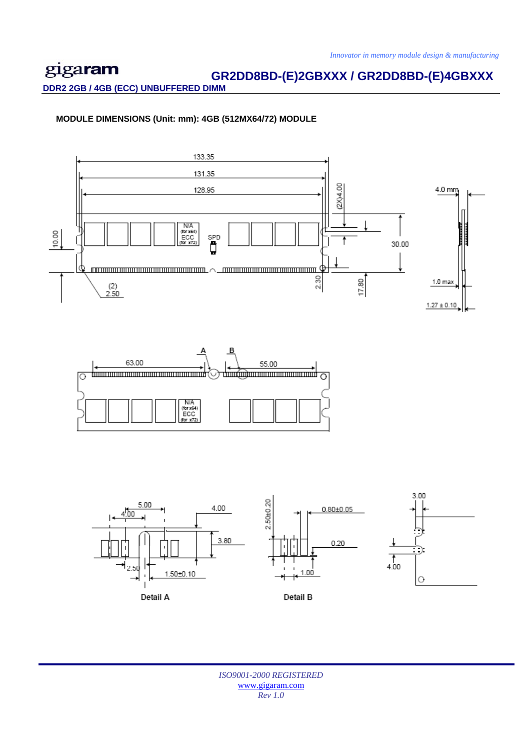**MODULE DIMENSIONS (Unit: mm): 4GB (512MX64/72) MODULE**

133.35

131.35

128.95

(2X)4.00

4.0 mm

10.00

N/A (for x64) ECC (for x72)

SPD

30.00

1.0 max

(2) 2.50

2.30

17.80

1.27 ± 0.10

A

B

63.00

55.00

N/A (for x64) ECC (for x72)

5.00

4.00

4.00

3.80

2.50

1.50±0.10

Detail A

2.50±0.20

0.80±0.05

0.20

1.00

Detail B

3.00

4.00